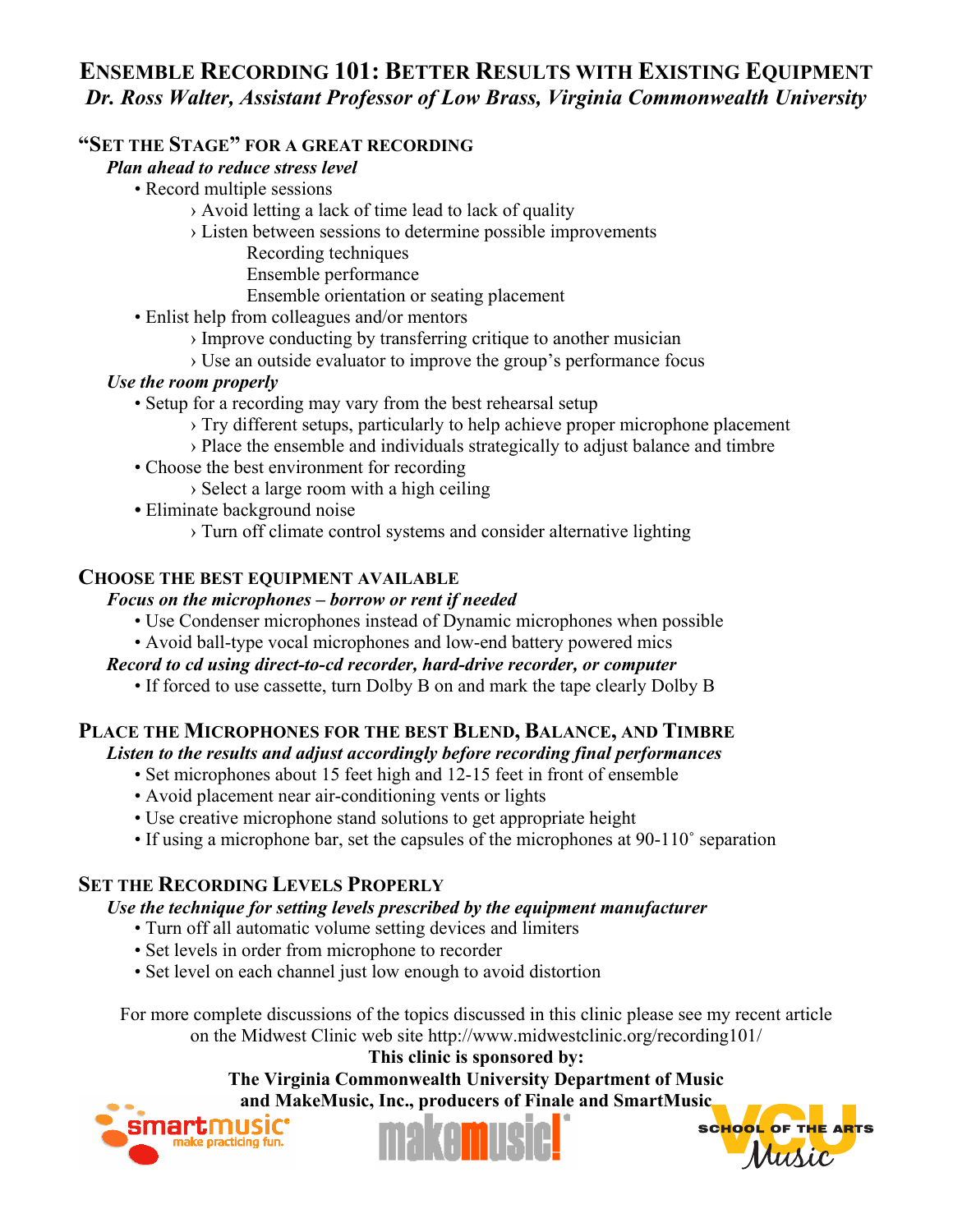# Ensemble Recording 101: Better Results with Existing Equipment

*Dr. Ross Walter, Assistant Professor of Low Brass, Virginia Commonwealth University*

## "Set the Stage" for a great recording

***Plan ahead to reduce stress level***

- Record multiple sessions
  - › Avoid letting a lack of time lead to lack of quality
  - › Listen between sessions to determine possible improvements
    - Recording techniques
    - Ensemble performance
    - Ensemble orientation or seating placement
- Enlist help from colleagues and/or mentors
  - › Improve conducting by transferring critique to another musician
  - › Use an outside evaluator to improve the group's performance focus

***Use the room properly***

- Setup for a recording may vary from the best rehearsal setup
  - › Try different setups, particularly to help achieve proper microphone placement
  - › Place the ensemble and individuals strategically to adjust balance and timbre
- Choose the best environment for recording
  - › Select a large room with a high ceiling
- Eliminate background noise
  - › Turn off climate control systems and consider alternative lighting

## Choose the best equipment available

***Focus on the microphones – borrow or rent if needed***

- Use Condenser microphones instead of Dynamic microphones when possible
- Avoid ball-type vocal microphones and low-end battery powered mics

***Record to cd using direct-to-cd recorder, hard-drive recorder, or computer***

- If forced to use cassette, turn Dolby B on and mark the tape clearly Dolby B

## Place the Microphones for the best Blend, Balance, and Timbre

***Listen to the results and adjust accordingly before recording final performances***

- Set microphones about 15 feet high and 12-15 feet in front of ensemble
- Avoid placement near air-conditioning vents or lights
- Use creative microphone stand solutions to get appropriate height
- If using a microphone bar, set the capsules of the microphones at 90-110˚ separation

## Set the Recording Levels Properly

***Use the technique for setting levels prescribed by the equipment manufacturer***

- Turn off all automatic volume setting devices and limiters
- Set levels in order from microphone to recorder
- Set level on each channel just low enough to avoid distortion

For more complete discussions of the topics discussed in this clinic please see my recent article on the Midwest Clinic web site http://www.midwestclinic.org/recording101/

**This clinic is sponsored by:**

**The Virginia Commonwealth University Department of Music and MakeMusic, Inc., producers of Finale and SmartMusic**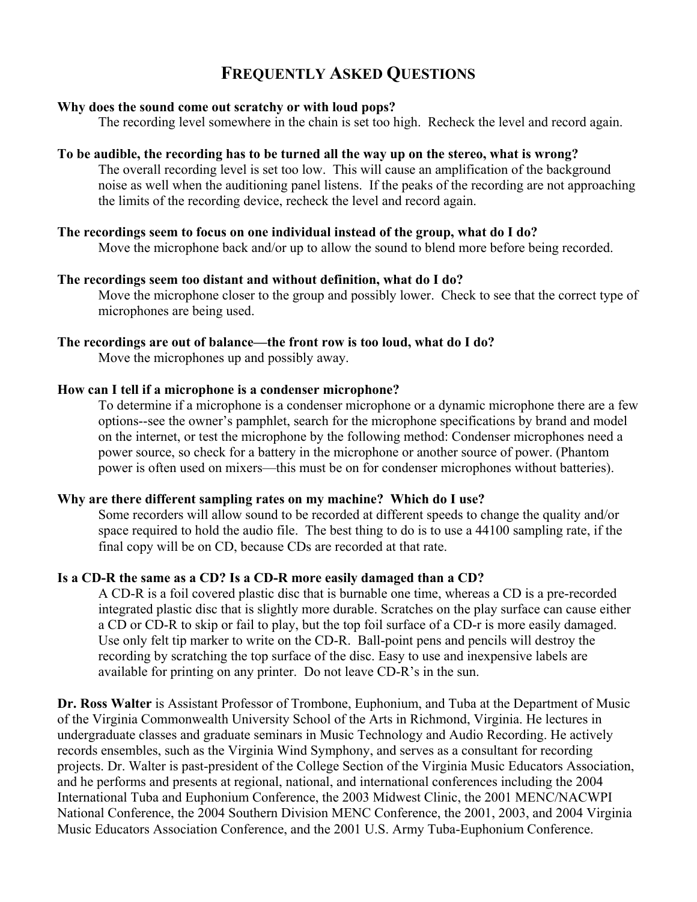# Frequently Asked Questions

**Why does the sound come out scratchy or with loud pops?**

The recording level somewhere in the chain is set too high. Recheck the level and record again.

**To be audible, the recording has to be turned all the way up on the stereo, what is wrong?**

The overall recording level is set too low. This will cause an amplification of the background noise as well when the auditioning panel listens. If the peaks of the recording are not approaching the limits of the recording device, recheck the level and record again.

**The recordings seem to focus on one individual instead of the group, what do I do?**

Move the microphone back and/or up to allow the sound to blend more before being recorded.

**The recordings seem too distant and without definition, what do I do?**

Move the microphone closer to the group and possibly lower. Check to see that the correct type of microphones are being used.

**The recordings are out of balance—the front row is too loud, what do I do?**

Move the microphones up and possibly away.

**How can I tell if a microphone is a condenser microphone?**

To determine if a microphone is a condenser microphone or a dynamic microphone there are a few options--see the owner's pamphlet, search for the microphone specifications by brand and model on the internet, or test the microphone by the following method: Condenser microphones need a power source, so check for a battery in the microphone or another source of power. (Phantom power is often used on mixers—this must be on for condenser microphones without batteries).

**Why are there different sampling rates on my machine? Which do I use?**

Some recorders will allow sound to be recorded at different speeds to change the quality and/or space required to hold the audio file. The best thing to do is to use a 44100 sampling rate, if the final copy will be on CD, because CDs are recorded at that rate.

**Is a CD-R the same as a CD? Is a CD-R more easily damaged than a CD?**

A CD-R is a foil covered plastic disc that is burnable one time, whereas a CD is a pre-recorded integrated plastic disc that is slightly more durable. Scratches on the play surface can cause either a CD or CD-R to skip or fail to play, but the top foil surface of a CD-r is more easily damaged. Use only felt tip marker to write on the CD-R. Ball-point pens and pencils will destroy the recording by scratching the top surface of the disc. Easy to use and inexpensive labels are available for printing on any printer. Do not leave CD-R's in the sun.

**Dr. Ross Walter** is Assistant Professor of Trombone, Euphonium, and Tuba at the Department of Music of the Virginia Commonwealth University School of the Arts in Richmond, Virginia. He lectures in undergraduate classes and graduate seminars in Music Technology and Audio Recording. He actively records ensembles, such as the Virginia Wind Symphony, and serves as a consultant for recording projects. Dr. Walter is past-president of the College Section of the Virginia Music Educators Association, and he performs and presents at regional, national, and international conferences including the 2004 International Tuba and Euphonium Conference, the 2003 Midwest Clinic, the 2001 MENC/NACWPI National Conference, the 2004 Southern Division MENC Conference, the 2001, 2003, and 2004 Virginia Music Educators Association Conference, and the 2001 U.S. Army Tuba-Euphonium Conference.